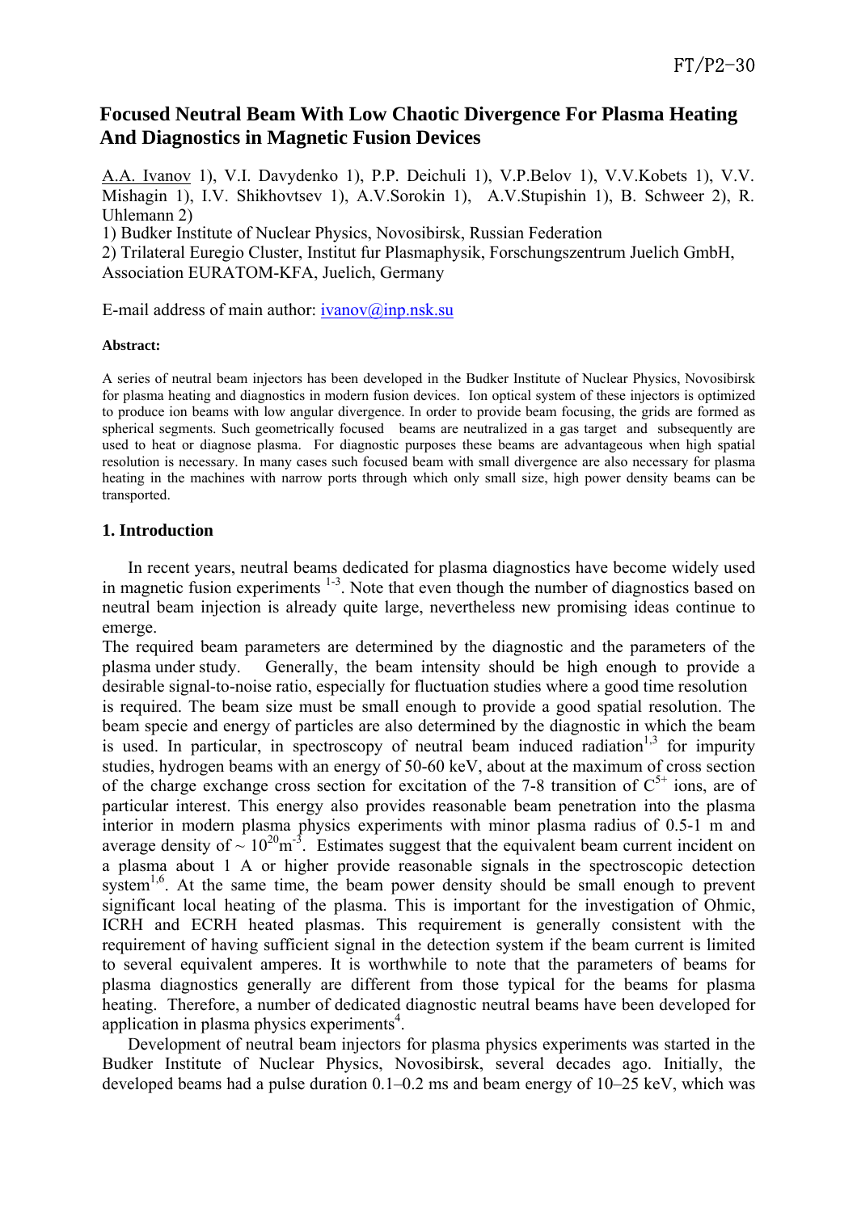# Focused Neutral Beam With Low Chaotic Divergence For Plasma Heating And Diagnostics in Magnetic Fusion Devices

A.A. Ivanov 1), V.I. Davydenko 1), P.P. Deichuli 1), V.P.Belov 1), V.V.Kobets 1), V.V. Mishagin 1), I.V. Shikhovtsev 1), A.V.Sorokin 1), A.V.Stupishin 1), B. Schweer 2), R. Uhlemann 2)

1) Budker Institute of Nuclear Physics, Novosibirsk, Russian Federation

2) Trilateral Euregio Cluster, Institut fur Plasmaphysik, Forschungszentrum Juelich GmbH, Association EURATOM-KFA, Juelich, Germany

E-mail address of main author: ivanov@inp.nsk.su

**Abstract:**

A series of neutral beam injectors has been developed in the Budker Institute of Nuclear Physics, Novosibirsk for plasma heating and diagnostics in modern fusion devices. Ion optical system of these injectors is optimized to produce ion beams with low angular divergence. In order to provide beam focusing, the grids are formed as spherical segments. Such geometrically focused beams are neutralized in a gas target and subsequently are used to heat or diagnose plasma. For diagnostic purposes these beams are advantageous when high spatial resolution is necessary. In many cases such focused beam with small divergence are also necessary for plasma heating in the machines with narrow ports through which only small size, high power density beams can be transported.

## 1. Introduction

In recent years, neutral beams dedicated for plasma diagnostics have become widely used in magnetic fusion experiments [1-3]. Note that even though the number of diagnostics based on neutral beam injection is already quite large, nevertheless new promising ideas continue to emerge.

The required beam parameters are determined by the diagnostic and the parameters of the plasma under study. Generally, the beam intensity should be high enough to provide a desirable signal-to-noise ratio, especially for fluctuation studies where a good time resolution is required. The beam size must be small enough to provide a good spatial resolution. The beam specie and energy of particles are also determined by the diagnostic in which the beam is used. In particular, in spectroscopy of neutral beam induced radiation[1,3] for impurity studies, hydrogen beams with an energy of 50-60 keV, about at the maximum of cross section of the charge exchange cross section for excitation of the 7-8 transition of $C^{5+}$ ions, are of particular interest. This energy also provides reasonable beam penetration into the plasma interior in modern plasma physics experiments with minor plasma radius of 0.5-1 m and average density of ~ $10^{20}$m$^{-3}$. Estimates suggest that the equivalent beam current incident on a plasma about 1 A or higher provide reasonable signals in the spectroscopic detection system[1,6]. At the same time, the beam power density should be small enough to prevent significant local heating of the plasma. This is important for the investigation of Ohmic, ICRH and ECRH heated plasmas. This requirement is generally consistent with the requirement of having sufficient signal in the detection system if the beam current is limited to several equivalent amperes. It is worthwhile to note that the parameters of beams for plasma diagnostics generally are different from those typical for the beams for plasma heating. Therefore, a number of dedicated diagnostic neutral beams have been developed for application in plasma physics experiments[4].

Development of neutral beam injectors for plasma physics experiments was started in the Budker Institute of Nuclear Physics, Novosibirsk, several decades ago. Initially, the developed beams had a pulse duration 0.1–0.2 ms and beam energy of 10–25 keV, which was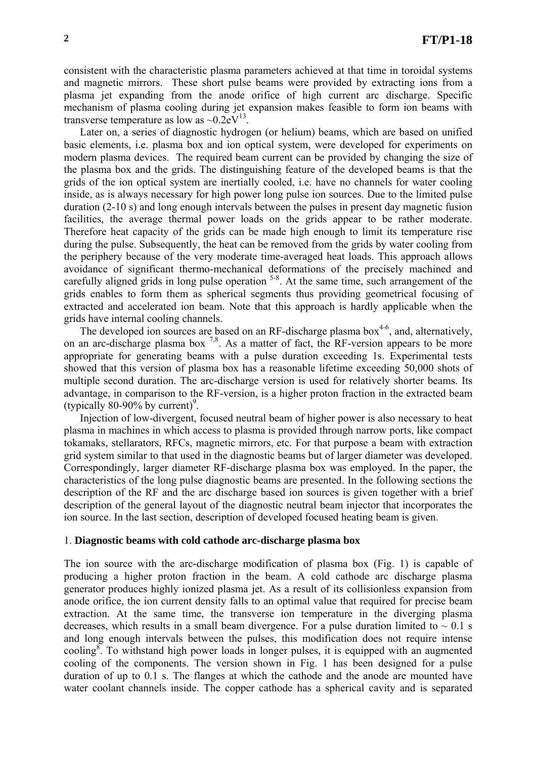consistent with the characteristic plasma parameters achieved at that time in toroidal systems and magnetic mirrors. These short pulse beams were provided by extracting ions from a plasma jet expanding from the anode orifice of high current arc discharge. Specific mechanism of plasma cooling during jet expansion makes feasible to form ion beams with transverse temperature as low as ~0.2eV[13].

Later on, a series of diagnostic hydrogen (or helium) beams, which are based on unified basic elements, i.e. plasma box and ion optical system, were developed for experiments on modern plasma devices. The required beam current can be provided by changing the size of the plasma box and the grids. The distinguishing feature of the developed beams is that the grids of the ion optical system are inertially cooled, i.e. have no channels for water cooling inside, as is always necessary for high power long pulse ion sources. Due to the limited pulse duration (2-10 s) and long enough intervals between the pulses in present day magnetic fusion facilities, the average thermal power loads on the grids appear to be rather moderate. Therefore heat capacity of the grids can be made high enough to limit its temperature rise during the pulse. Subsequently, the heat can be removed from the grids by water cooling from the periphery because of the very moderate time-averaged heat loads. This approach allows avoidance of significant thermo-mechanical deformations of the precisely machined and carefully aligned grids in long pulse operation [5-8]. At the same time, such arrangement of the grids enables to form them as spherical segments thus providing geometrical focusing of extracted and accelerated ion beam. Note that this approach is hardly applicable when the grids have internal cooling channels.

The developed ion sources are based on an RF-discharge plasma box[4-6], and, alternatively, on an arc-discharge plasma box [7,8]. As a matter of fact, the RF-version appears to be more appropriate for generating beams with a pulse duration exceeding 1s. Experimental tests showed that this version of plasma box has a reasonable lifetime exceeding 50,000 shots of multiple second duration. The arc-discharge version is used for relatively shorter beams. Its advantage, in comparison to the RF-version, is a higher proton fraction in the extracted beam (typically 80-90% by current)[9].

Injection of low-divergent, focused neutral beam of higher power is also necessary to heat plasma in machines in which access to plasma is provided through narrow ports, like compact tokamaks, stellarators, RFCs, magnetic mirrors, etc. For that purpose a beam with extraction grid system similar to that used in the diagnostic beams but of larger diameter was developed. Correspondingly, larger diameter RF-discharge plasma box was employed. In the paper, the characteristics of the long pulse diagnostic beams are presented. In the following sections the description of the RF and the arc discharge based ion sources is given together with a brief description of the general layout of the diagnostic neutral beam injector that incorporates the ion source. In the last section, description of developed focused heating beam is given.

## 1. **Diagnostic beams with cold cathode arc-discharge plasma box**

The ion source with the arc-discharge modification of plasma box (Fig. 1) is capable of producing a higher proton fraction in the beam. A cold cathode arc discharge plasma generator produces highly ionized plasma jet. As a result of its collisionless expansion from anode orifice, the ion current density falls to an optimal value that required for precise beam extraction. At the same time, the transverse ion temperature in the diverging plasma decreases, which results in a small beam divergence. For a pulse duration limited to ~ 0.1 s and long enough intervals between the pulses, this modification does not require intense cooling[8]. To withstand high power loads in longer pulses, it is equipped with an augmented cooling of the components. The version shown in Fig. 1 has been designed for a pulse duration of up to 0.1 s. The flanges at which the cathode and the anode are mounted have water coolant channels inside. The copper cathode has a spherical cavity and is separated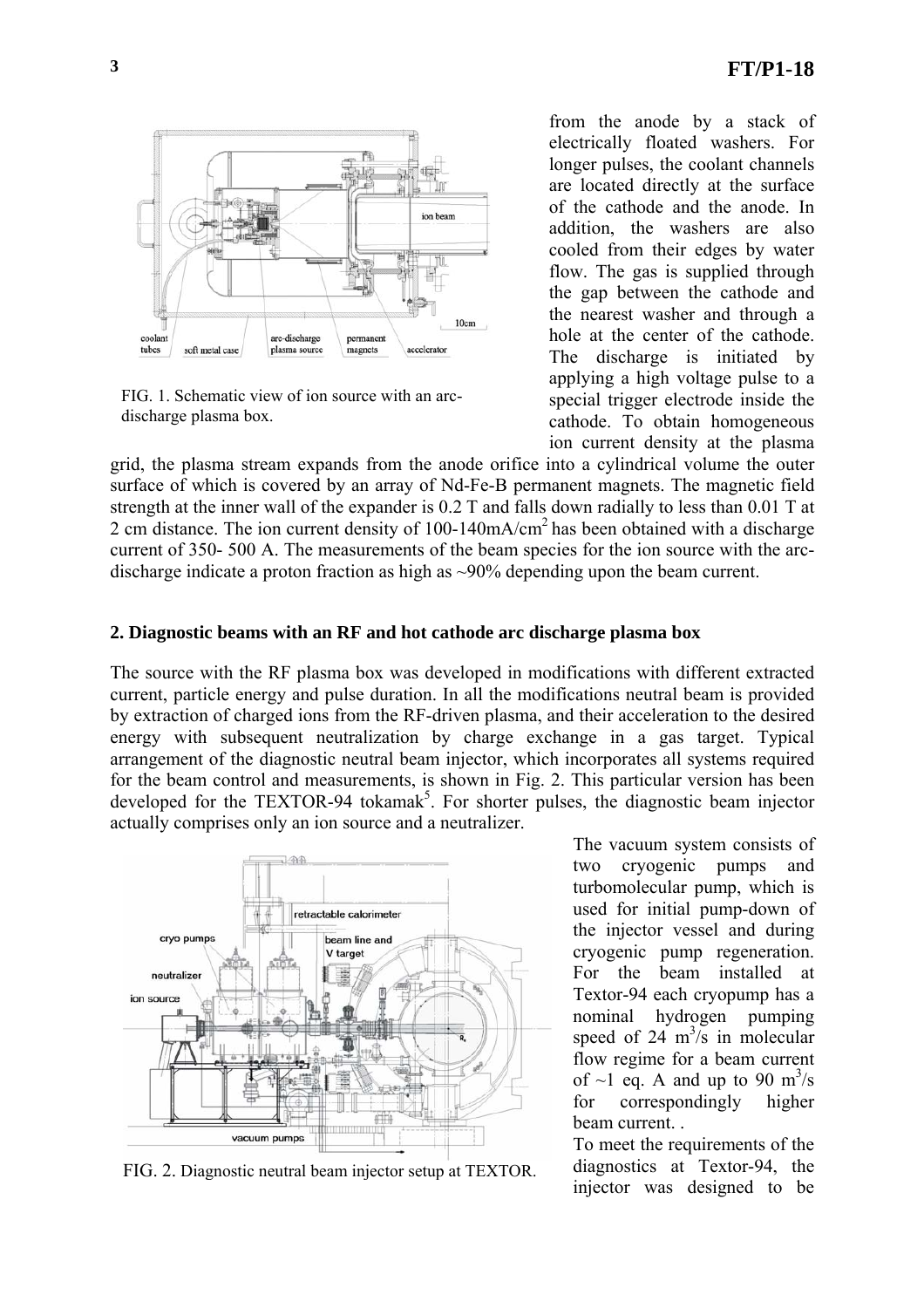from the anode by a stack of electrically floated washers. For longer pulses, the coolant channels are located directly at the surface of the cathode and the anode. In addition, the washers are also cooled from their edges by water flow. The gas is supplied through the gap between the cathode and the nearest washer and through a hole at the center of the cathode. The discharge is initiated by applying a high voltage pulse to a special trigger electrode inside the cathode. To obtain homogeneous ion current density at the plasma grid, the plasma stream expands from the anode orifice into a cylindrical volume the outer surface of which is covered by an array of Nd-Fe-B permanent magnets. The magnetic field strength at the inner wall of the expander is 0.2 T and falls down radially to less than 0.01 T at 2 cm distance. The ion current density of 100-140mA/cm$^2$ has been obtained with a discharge current of 350- 500 A. The measurements of the beam species for the ion source with the arc-discharge indicate a proton fraction as high as ~90% depending upon the beam current.

FIG. 1. Schematic view of ion source with an arc-discharge plasma box.

## 2. Diagnostic beams with an RF and hot cathode arc discharge plasma box

The source with the RF plasma box was developed in modifications with different extracted current, particle energy and pulse duration. In all the modifications neutral beam is provided by extraction of charged ions from the RF-driven plasma, and their acceleration to the desired energy with subsequent neutralization by charge exchange in a gas target. Typical arrangement of the diagnostic neutral beam injector, which incorporates all systems required for the beam control and measurements, is shown in Fig. 2. This particular version has been developed for the TEXTOR-94 tokamak[5]. For shorter pulses, the diagnostic beam injector actually comprises only an ion source and a neutralizer.

The vacuum system consists of two cryogenic pumps and turbomolecular pump, which is used for initial pump-down of the injector vessel and during cryogenic pump regeneration. For the beam installed at Textor-94 each cryopump has a nominal hydrogen pumping speed of 24 m$^3$/s in molecular flow regime for a beam current of ~1 eq. A and up to 90 m$^3$/s for correspondingly higher beam current. .

FIG. 2. Diagnostic neutral beam injector setup at TEXTOR.

To meet the requirements of the diagnostics at Textor-94, the injector was designed to be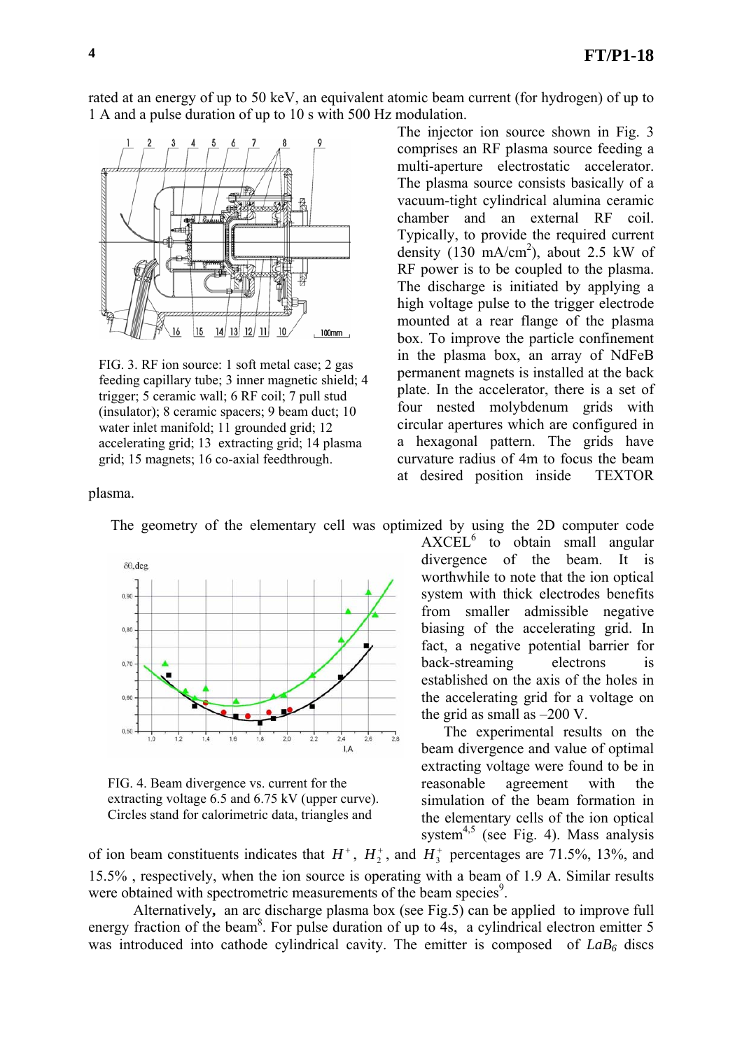rated at an energy of up to 50 keV, an equivalent atomic beam current (for hydrogen) of up to 1 A and a pulse duration of up to 10 s with 500 Hz modulation.

The injector ion source shown in Fig. 3 comprises an RF plasma source feeding a multi-aperture electrostatic accelerator. The plasma source consists basically of a vacuum-tight cylindrical alumina ceramic chamber and an external RF coil. Typically, to provide the required current density (130 mA/cm$^2$), about 2.5 kW of RF power is to be coupled to the plasma. The discharge is initiated by applying a high voltage pulse to the trigger electrode mounted at a rear flange of the plasma box. To improve the particle confinement in the plasma box, an array of NdFeB permanent magnets is installed at the back plate. In the accelerator, there is a set of four nested molybdenum grids with circular apertures which are configured in a hexagonal pattern. The grids have curvature radius of 4m to focus the beam at desired position inside TEXTOR plasma.

FIG. 3. RF ion source: 1 soft metal case; 2 gas feeding capillary tube; 3 inner magnetic shield; 4 trigger; 5 ceramic wall; 6 RF coil; 7 pull stud (insulator); 8 ceramic spacers; 9 beam duct; 10 water inlet manifold; 11 grounded grid; 12 accelerating grid; 13 extracting grid; 14 plasma grid; 15 magnets; 16 co-axial feedthrough.

The geometry of the elementary cell was optimized by using the 2D computer code AXCEL[6] to obtain small angular divergence of the beam. It is worthwhile to note that the ion optical system with thick electrodes benefits from smaller admissible negative biasing of the accelerating grid. In fact, a negative potential barrier for back-streaming electrons is established on the axis of the holes in the accelerating grid for a voltage on the grid as small as –200 V.

The experimental results on the beam divergence and value of optimal extracting voltage were found to be in reasonable agreement with the simulation of the beam formation in the elementary cells of the ion optical system[4,5] (see Fig. 4). Mass analysis of ion beam constituents indicates that $H^+$, $H_2^+$, and $H_3^+$ percentages are 71.5%, 13%, and 15.5% , respectively, when the ion source is operating with a beam of 1.9 A. Similar results were obtained with spectrometric measurements of the beam species[9].

FIG. 4. Beam divergence vs. current for the extracting voltage 6.5 and 6.75 kV (upper curve). Circles stand for calorimetric data, triangles and

Alternatively, an arc discharge plasma box (see Fig.5) can be applied to improve full energy fraction of the beam[8]. For pulse duration of up to 4s, a cylindrical electron emitter 5 was introduced into cathode cylindrical cavity. The emitter is composed of $LaB_6$ discs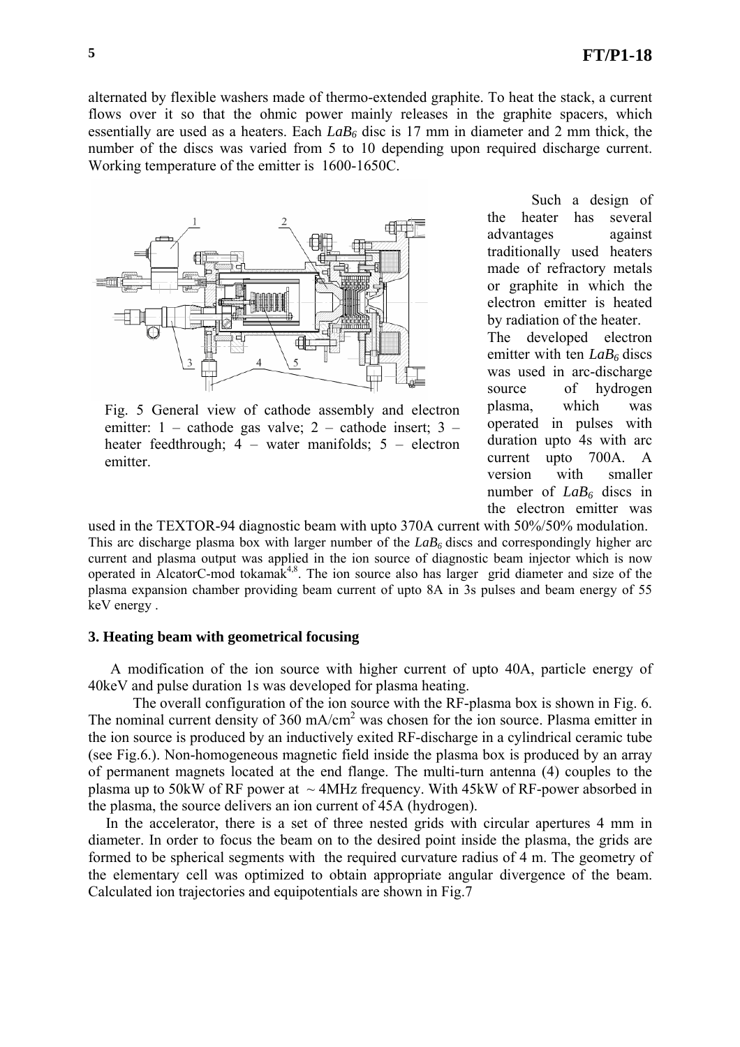alternated by flexible washers made of thermo-extended graphite. To heat the stack, a current flows over it so that the ohmic power mainly releases in the graphite spacers, which essentially are used as a heaters. Each $LaB_6$ disc is 17 mm in diameter and 2 mm thick, the number of the discs was varied from 5 to 10 depending upon required discharge current. Working temperature of the emitter is 1600-1650C.

Fig. 5 General view of cathode assembly and electron emitter: 1 – cathode gas valve; 2 – cathode insert; 3 – heater feedthrough; 4 – water manifolds; 5 – electron emitter.

Such a design of the heater has several advantages against traditionally used heaters made of refractory metals or graphite in which the electron emitter is heated by radiation of the heater. The developed electron emitter with ten $LaB_6$ discs was used in arc-discharge source of hydrogen plasma, which was operated in pulses with duration upto 4s with arc current upto 700A. A version with smaller number of $LaB_6$ discs in the electron emitter was used in the TEXTOR-94 diagnostic beam with upto 370A current with 50%/50% modulation. This arc discharge plasma box with larger number of the $LaB_6$ discs and correspondingly higher arc current and plasma output was applied in the ion source of diagnostic beam injector which is now operated in AlcatorC-mod tokamak[4,8]. The ion source also has larger grid diameter and size of the plasma expansion chamber providing beam current of upto 8A in 3s pulses and beam energy of 55 keV energy .

### 3. Heating beam with geometrical focusing

A modification of the ion source with higher current of upto 40A, particle energy of 40keV and pulse duration 1s was developed for plasma heating.

The overall configuration of the ion source with the RF-plasma box is shown in Fig. 6. The nominal current density of 360 mA/cm$^2$ was chosen for the ion source. Plasma emitter in the ion source is produced by an inductively exited RF-discharge in a cylindrical ceramic tube (see Fig.6.). Non-homogeneous magnetic field inside the plasma box is produced by an array of permanent magnets located at the end flange. The multi-turn antenna (4) couples to the plasma up to 50kW of RF power at ~ 4MHz frequency. With 45kW of RF-power absorbed in the plasma, the source delivers an ion current of 45A (hydrogen).

In the accelerator, there is a set of three nested grids with circular apertures 4 mm in diameter. In order to focus the beam on to the desired point inside the plasma, the grids are formed to be spherical segments with the required curvature radius of 4 m. The geometry of the elementary cell was optimized to obtain appropriate angular divergence of the beam. Calculated ion trajectories and equipotentials are shown in Fig.7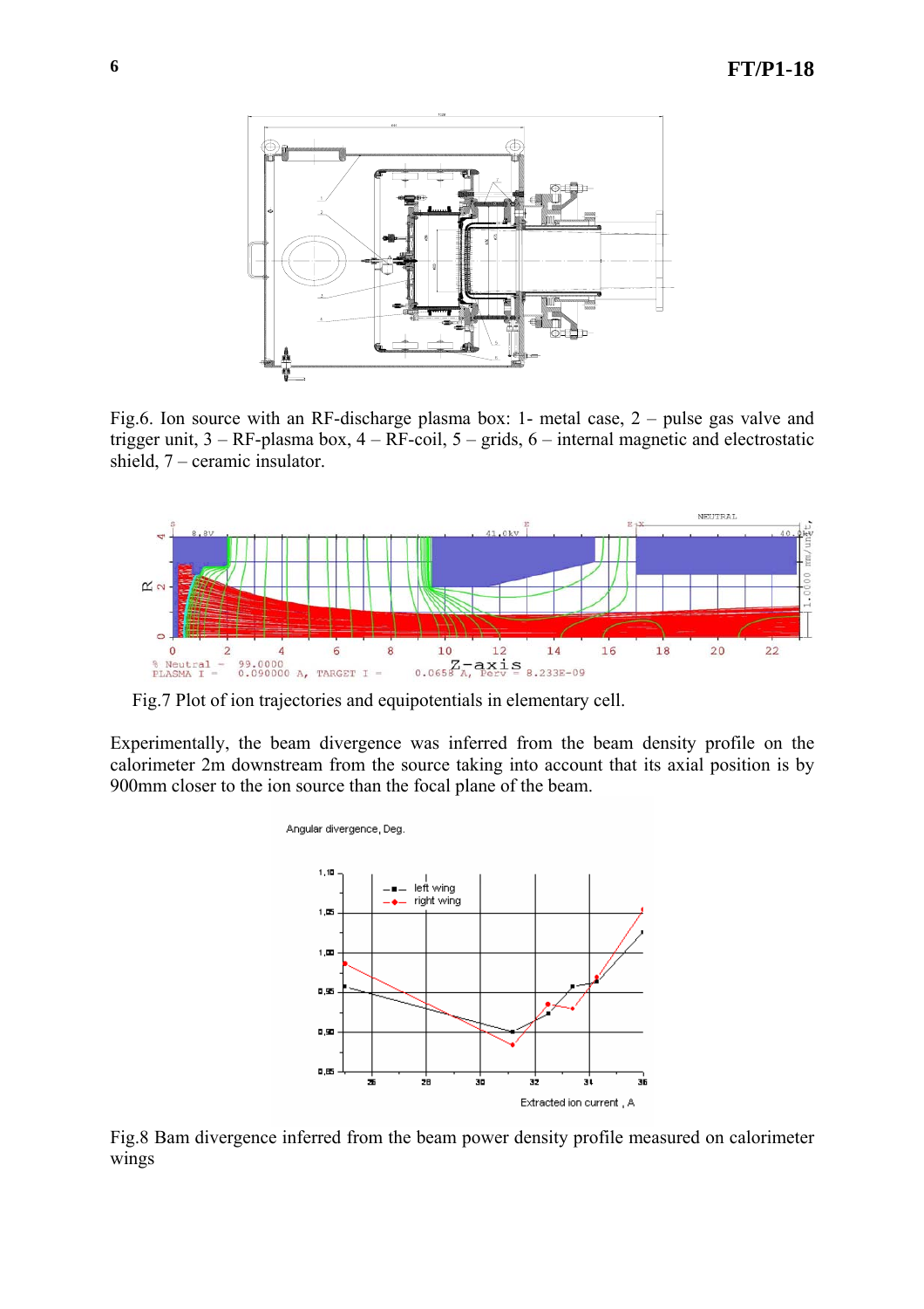Fig.6. Ion source with an RF-discharge plasma box: 1- metal case, 2 – pulse gas valve and trigger unit, 3 – RF-plasma box, 4 – RF-coil, 5 – grids, 6 – internal magnetic and electrostatic shield, 7 – ceramic insulator.

Fig.7 Plot of ion trajectories and equipotentials in elementary cell.

Experimentally, the beam divergence was inferred from the beam density profile on the calorimeter 2m downstream from the source taking into account that its axial position is by 900mm closer to the ion source than the focal plane of the beam.

Fig.8 Bam divergence inferred from the beam power density profile measured on calorimeter wings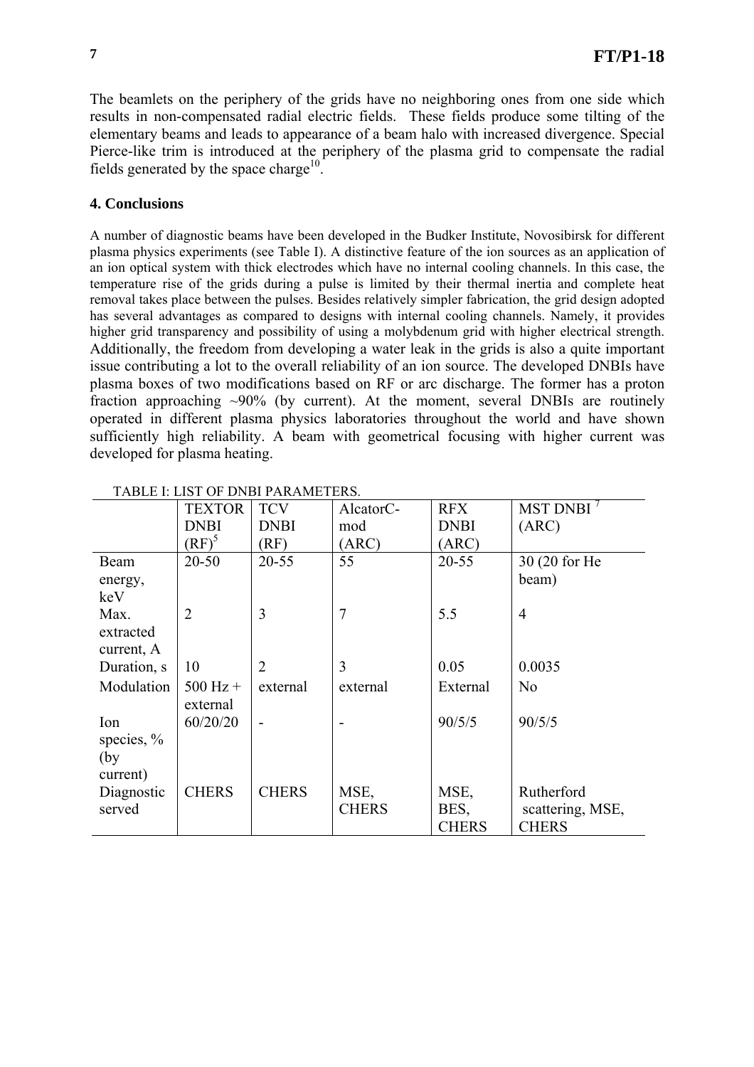The beamlets on the periphery of the grids have no neighboring ones from one side which results in non-compensated radial electric fields. These fields produce some tilting of the elementary beams and leads to appearance of a beam halo with increased divergence. Special Pierce-like trim is introduced at the periphery of the plasma grid to compensate the radial fields generated by the space charge[10].

## 4. Conclusions

A number of diagnostic beams have been developed in the Budker Institute, Novosibirsk for different plasma physics experiments (see Table I). A distinctive feature of the ion sources as an application of an ion optical system with thick electrodes which have no internal cooling channels. In this case, the temperature rise of the grids during a pulse is limited by their thermal inertia and complete heat removal takes place between the pulses. Besides relatively simpler fabrication, the grid design adopted has several advantages as compared to designs with internal cooling channels. Namely, it provides higher grid transparency and possibility of using a molybdenum grid with higher electrical strength. Additionally, the freedom from developing a water leak in the grids is also a quite important issue contributing a lot to the overall reliability of an ion source. The developed DNBIs have plasma boxes of two modifications based on RF or arc discharge. The former has a proton fraction approaching ~90% (by current). At the moment, several DNBIs are routinely operated in different plasma physics laboratories throughout the world and have shown sufficiently high reliability. A beam with geometrical focusing with higher current was developed for plasma heating.

TABLE I: LIST OF DNBI PARAMETERS.

| | TEXTOR DNBI (RF)[5] | TCV DNBI (RF) | AlcatorC-mod (ARC) | RFX DNBI (ARC) | MST DNBI [7] (ARC) |
|---|---|---|---|---|---|
| Beam energy, keV | 20-50 | 20-55 | 55 | 20-55 | 30 (20 for He beam) |
| Max. extracted current, A | 2 | 3 | 7 | 5.5 | 4 |
| Duration, s | 10 | 2 | 3 | 0.05 | 0.0035 |
| Modulation | 500 Hz + external | external | external | External | No |
| Ion species, % (by current) | 60/20/20 | - | - | 90/5/5 | 90/5/5 |
| Diagnostic served | CHERS | CHERS | MSE, CHERS | MSE, BES, CHERS | Rutherford scattering, MSE, CHERS |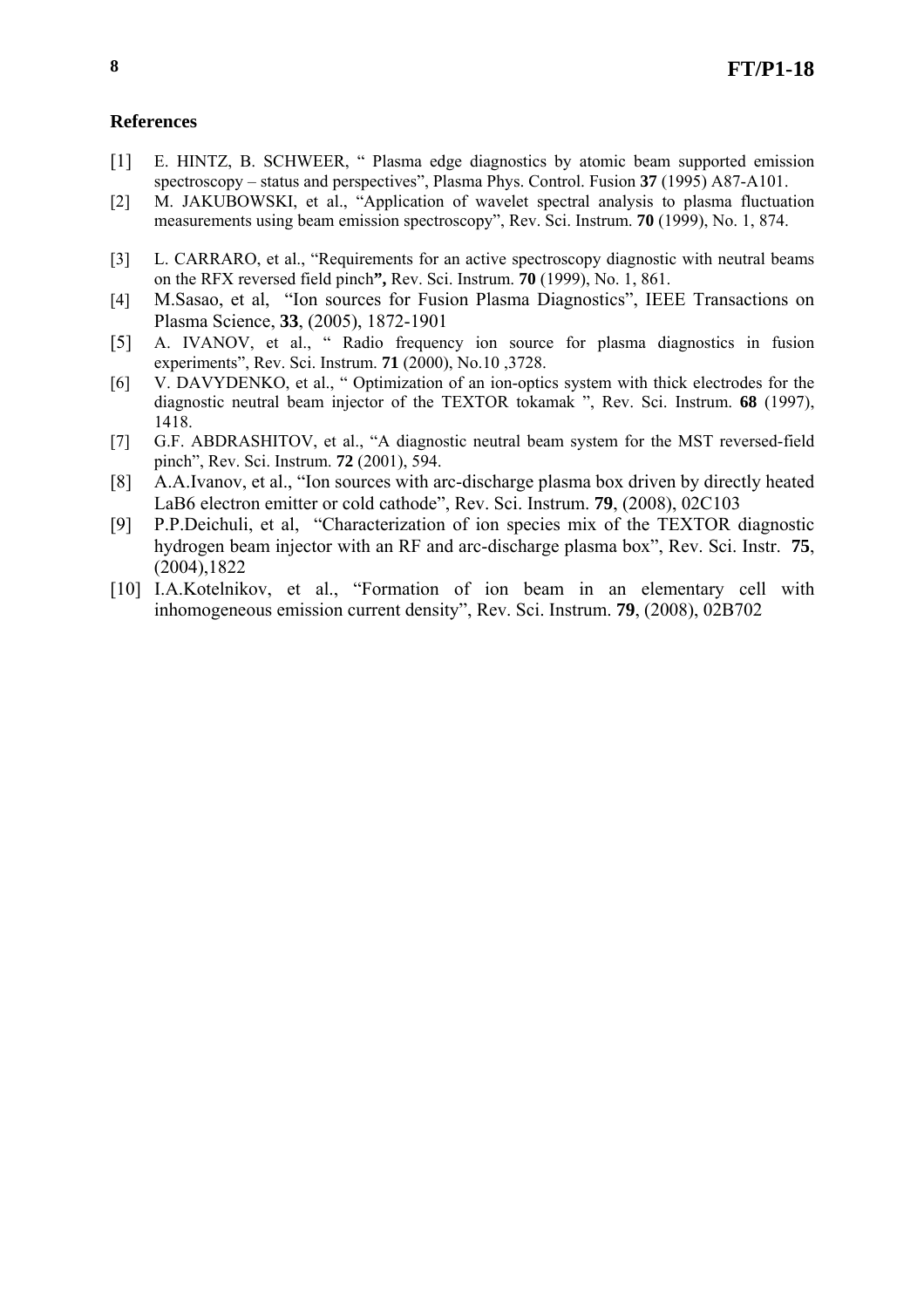## References

[1] E. HINTZ, B. SCHWEER, " Plasma edge diagnostics by atomic beam supported emission spectroscopy – status and perspectives", Plasma Phys. Control. Fusion **37** (1995) A87-A101.

[2] M. JAKUBOWSKI, et al., "Application of wavelet spectral analysis to plasma fluctuation measurements using beam emission spectroscopy", Rev. Sci. Instrum. **70** (1999), No. 1, 874.

[3] L. CARRARO, et al., "Requirements for an active spectroscopy diagnostic with neutral beams on the RFX reversed field pinch**",** Rev. Sci. Instrum. **70** (1999), No. 1, 861.

[4] M.Sasao, et al, "Ion sources for Fusion Plasma Diagnostics", IEEE Transactions on Plasma Science, **33**, (2005), 1872-1901

[5] A. IVANOV, et al., " Radio frequency ion source for plasma diagnostics in fusion experiments", Rev. Sci. Instrum. **71** (2000), No.10 ,3728.

[6] V. DAVYDENKO, et al., " Optimization of an ion-optics system with thick electrodes for the diagnostic neutral beam injector of the TEXTOR tokamak ", Rev. Sci. Instrum. **68** (1997), 1418.

[7] G.F. ABDRASHITOV, et al., "A diagnostic neutral beam system for the MST reversed-field pinch", Rev. Sci. Instrum. **72** (2001), 594.

[8] A.A.Ivanov, et al., "Ion sources with arc-discharge plasma box driven by directly heated LaB6 electron emitter or cold cathode", Rev. Sci. Instrum. **79**, (2008), 02C103

[9] P.P.Deichuli, et al, "Characterization of ion species mix of the TEXTOR diagnostic hydrogen beam injector with an RF and arc-discharge plasma box", Rev. Sci. Instr. **75**, (2004),1822

[10] I.A.Kotelnikov, et al., "Formation of ion beam in an elementary cell with inhomogeneous emission current density", Rev. Sci. Instrum. **79**, (2008), 02B702